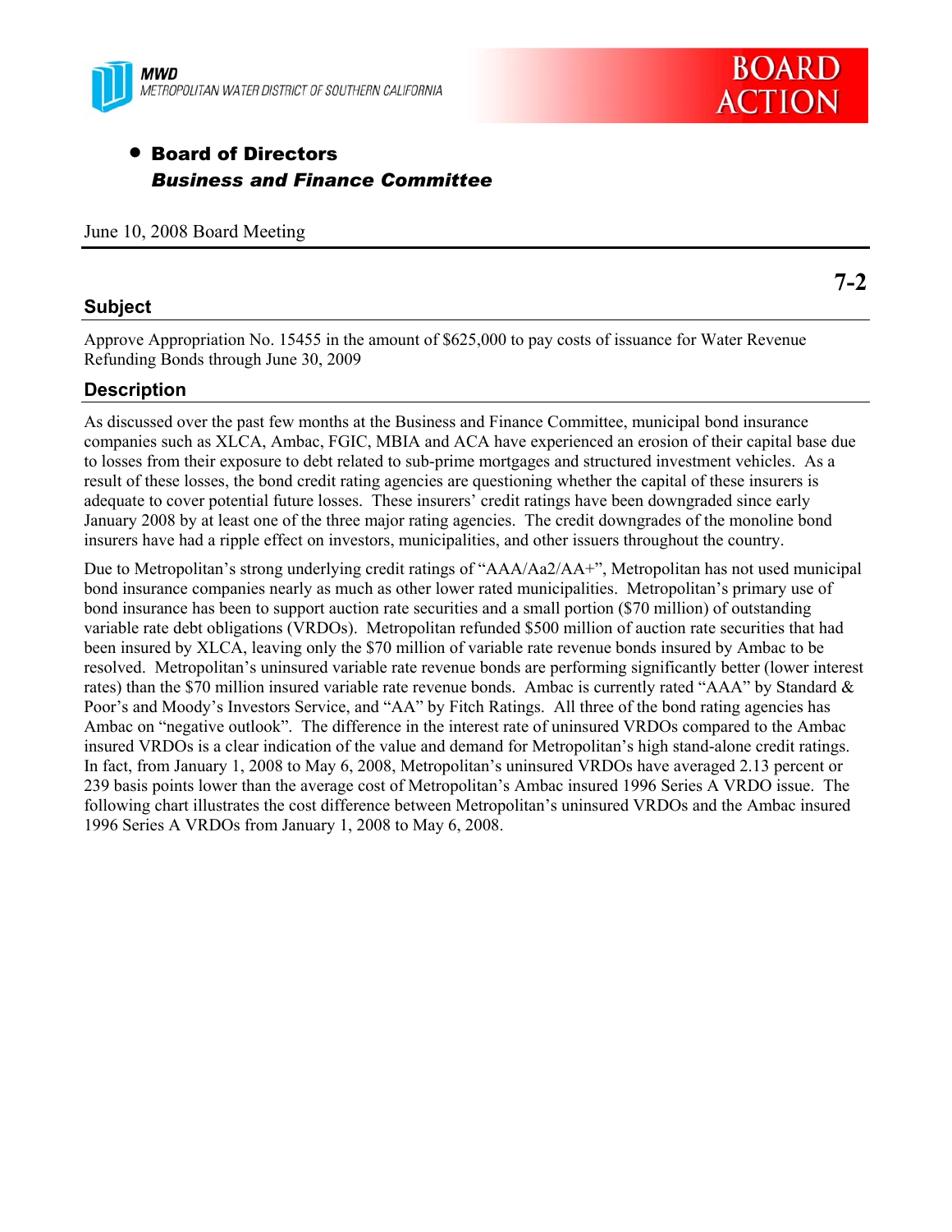**MWD**
*METROPOLITAN WATER DISTRICT OF SOUTHERN CALIFORNIA*

**BOARD ACTION**

- **Board of Directors**
  ***Business and Finance Committee***

June 10, 2008 Board Meeting

**7-2**

## Subject

Approve Appropriation No. 15455 in the amount of $625,000 to pay costs of issuance for Water Revenue Refunding Bonds through June 30, 2009

## Description

As discussed over the past few months at the Business and Finance Committee, municipal bond insurance companies such as XLCA, Ambac, FGIC, MBIA and ACA have experienced an erosion of their capital base due to losses from their exposure to debt related to sub-prime mortgages and structured investment vehicles. As a result of these losses, the bond credit rating agencies are questioning whether the capital of these insurers is adequate to cover potential future losses. These insurers' credit ratings have been downgraded since early January 2008 by at least one of the three major rating agencies. The credit downgrades of the monoline bond insurers have had a ripple effect on investors, municipalities, and other issuers throughout the country.

Due to Metropolitan's strong underlying credit ratings of "AAA/Aa2/AA+", Metropolitan has not used municipal bond insurance companies nearly as much as other lower rated municipalities. Metropolitan's primary use of bond insurance has been to support auction rate securities and a small portion ($70 million) of outstanding variable rate debt obligations (VRDOs). Metropolitan refunded $500 million of auction rate securities that had been insured by XLCA, leaving only the $70 million of variable rate revenue bonds insured by Ambac to be resolved. Metropolitan's uninsured variable rate revenue bonds are performing significantly better (lower interest rates) than the $70 million insured variable rate revenue bonds. Ambac is currently rated "AAA" by Standard & Poor's and Moody's Investors Service, and "AA" by Fitch Ratings. All three of the bond rating agencies has Ambac on "negative outlook". The difference in the interest rate of uninsured VRDOs compared to the Ambac insured VRDOs is a clear indication of the value and demand for Metropolitan's high stand-alone credit ratings. In fact, from January 1, 2008 to May 6, 2008, Metropolitan's uninsured VRDOs have averaged 2.13 percent or 239 basis points lower than the average cost of Metropolitan's Ambac insured 1996 Series A VRDO issue. The following chart illustrates the cost difference between Metropolitan's uninsured VRDOs and the Ambac insured 1996 Series A VRDOs from January 1, 2008 to May 6, 2008.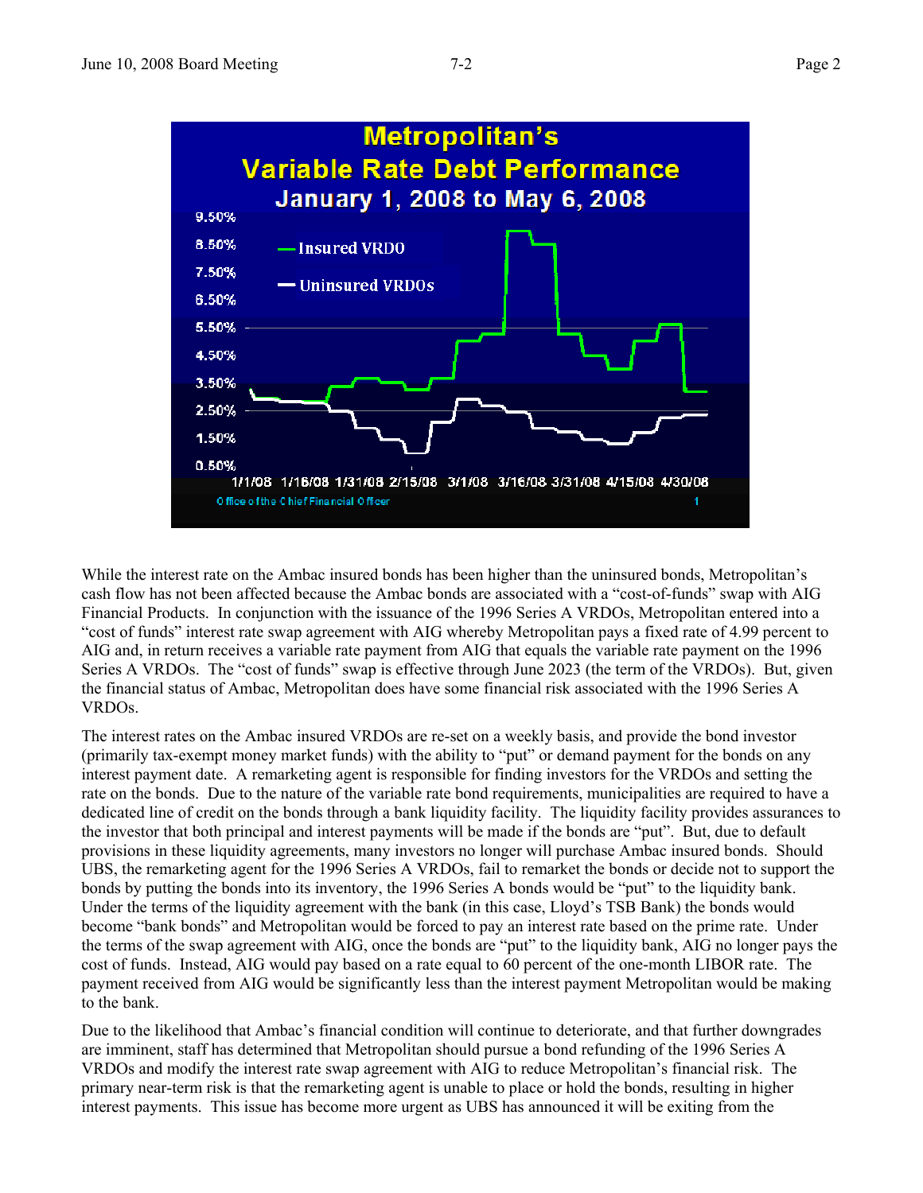Metropolitan's
Variable Rate Debt Performance
January 1, 2008 to May 6, 2008

While the interest rate on the Ambac insured bonds has been higher than the uninsured bonds, Metropolitan's cash flow has not been affected because the Ambac bonds are associated with a "cost-of-funds" swap with AIG Financial Products. In conjunction with the issuance of the 1996 Series A VRDOs, Metropolitan entered into a "cost of funds" interest rate swap agreement with AIG whereby Metropolitan pays a fixed rate of 4.99 percent to AIG and, in return receives a variable rate payment from AIG that equals the variable rate payment on the 1996 Series A VRDOs. The "cost of funds" swap is effective through June 2023 (the term of the VRDOs). But, given the financial status of Ambac, Metropolitan does have some financial risk associated with the 1996 Series A VRDOs.

The interest rates on the Ambac insured VRDOs are re-set on a weekly basis, and provide the bond investor (primarily tax-exempt money market funds) with the ability to "put" or demand payment for the bonds on any interest payment date. A remarketing agent is responsible for finding investors for the VRDOs and setting the rate on the bonds. Due to the nature of the variable rate bond requirements, municipalities are required to have a dedicated line of credit on the bonds through a bank liquidity facility. The liquidity facility provides assurances to the investor that both principal and interest payments will be made if the bonds are "put". But, due to default provisions in these liquidity agreements, many investors no longer will purchase Ambac insured bonds. Should UBS, the remarketing agent for the 1996 Series A VRDOs, fail to remarket the bonds or decide not to support the bonds by putting the bonds into its inventory, the 1996 Series A bonds would be "put" to the liquidity bank. Under the terms of the liquidity agreement with the bank (in this case, Lloyd's TSB Bank) the bonds would become "bank bonds" and Metropolitan would be forced to pay an interest rate based on the prime rate. Under the terms of the swap agreement with AIG, once the bonds are "put" to the liquidity bank, AIG no longer pays the cost of funds. Instead, AIG would pay based on a rate equal to 60 percent of the one-month LIBOR rate. The payment received from AIG would be significantly less than the interest payment Metropolitan would be making to the bank.

Due to the likelihood that Ambac's financial condition will continue to deteriorate, and that further downgrades are imminent, staff has determined that Metropolitan should pursue a bond refunding of the 1996 Series A VRDOs and modify the interest rate swap agreement with AIG to reduce Metropolitan's financial risk. The primary near-term risk is that the remarketing agent is unable to place or hold the bonds, resulting in higher interest payments. This issue has become more urgent as UBS has announced it will be exiting from the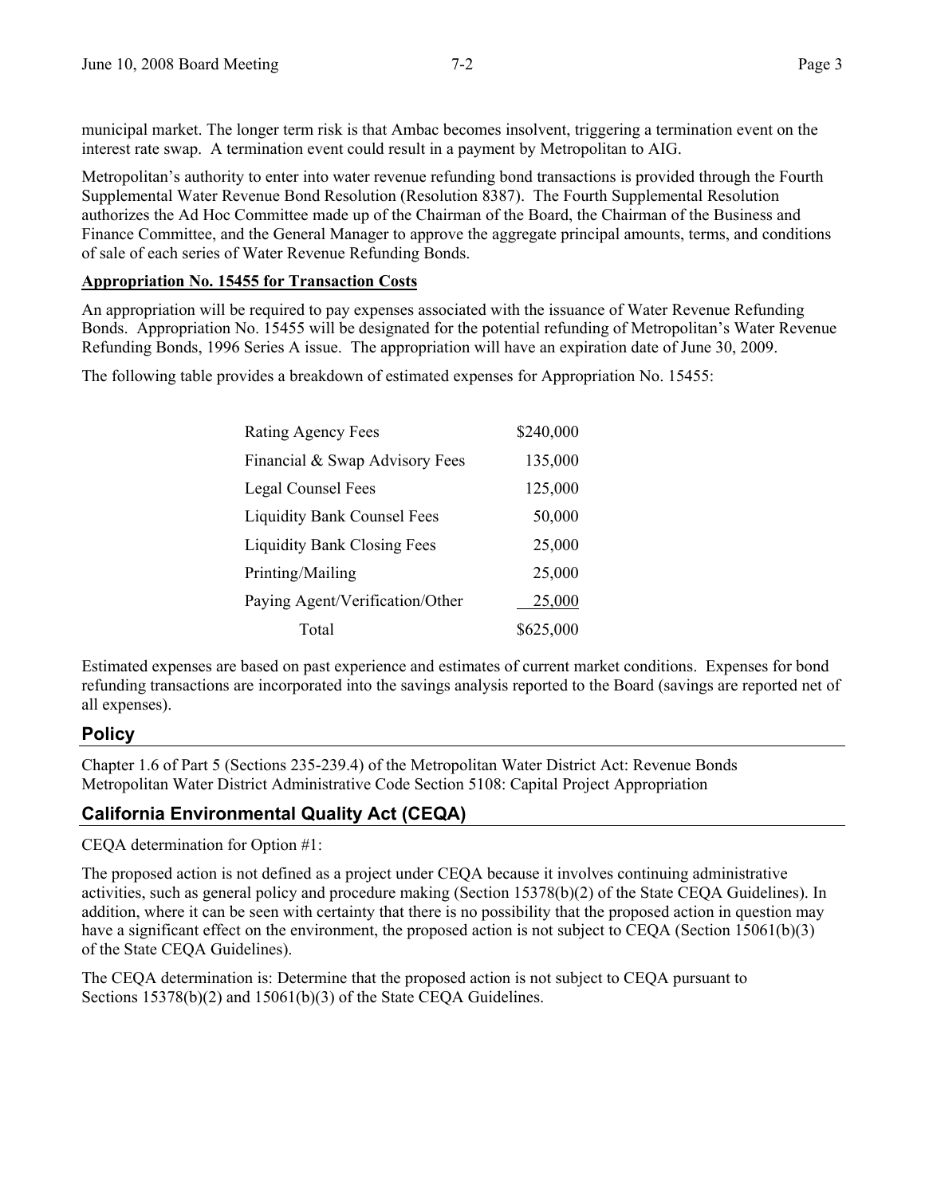municipal market. The longer term risk is that Ambac becomes insolvent, triggering a termination event on the interest rate swap. A termination event could result in a payment by Metropolitan to AIG.

Metropolitan's authority to enter into water revenue refunding bond transactions is provided through the Fourth Supplemental Water Revenue Bond Resolution (Resolution 8387). The Fourth Supplemental Resolution authorizes the Ad Hoc Committee made up of the Chairman of the Board, the Chairman of the Business and Finance Committee, and the General Manager to approve the aggregate principal amounts, terms, and conditions of sale of each series of Water Revenue Refunding Bonds.

**Appropriation No. 15455 for Transaction Costs**

An appropriation will be required to pay expenses associated with the issuance of Water Revenue Refunding Bonds. Appropriation No. 15455 will be designated for the potential refunding of Metropolitan's Water Revenue Refunding Bonds, 1996 Series A issue. The appropriation will have an expiration date of June 30, 2009.

The following table provides a breakdown of estimated expenses for Appropriation No. 15455:

| | |
|---|---|
| Rating Agency Fees | \$240,000 |
| Financial & Swap Advisory Fees | 135,000 |
| Legal Counsel Fees | 125,000 |
| Liquidity Bank Counsel Fees | 50,000 |
| Liquidity Bank Closing Fees | 25,000 |
| Printing/Mailing | 25,000 |
| Paying Agent/Verification/Other | 25,000 |
| Total | \$625,000 |

Estimated expenses are based on past experience and estimates of current market conditions. Expenses for bond refunding transactions are incorporated into the savings analysis reported to the Board (savings are reported net of all expenses).

## Policy

Chapter 1.6 of Part 5 (Sections 235-239.4) of the Metropolitan Water District Act: Revenue Bonds
Metropolitan Water District Administrative Code Section 5108: Capital Project Appropriation

## California Environmental Quality Act (CEQA)

CEQA determination for Option #1:

The proposed action is not defined as a project under CEQA because it involves continuing administrative activities, such as general policy and procedure making (Section 15378(b)(2) of the State CEQA Guidelines). In addition, where it can be seen with certainty that there is no possibility that the proposed action in question may have a significant effect on the environment, the proposed action is not subject to CEQA (Section 15061(b)(3) of the State CEQA Guidelines).

The CEQA determination is: Determine that the proposed action is not subject to CEQA pursuant to Sections 15378(b)(2) and 15061(b)(3) of the State CEQA Guidelines.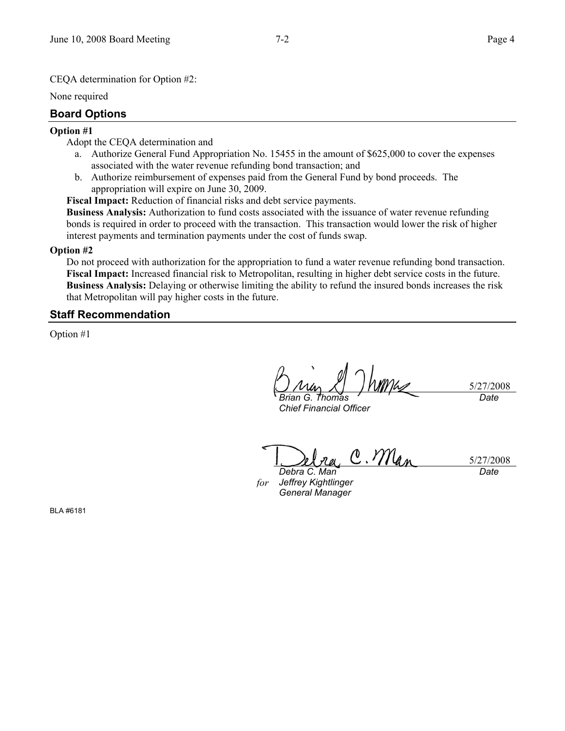CEQA determination for Option #2:

None required

## Board Options

**Option #1**

Adopt the CEQA determination and

a. Authorize General Fund Appropriation No. 15455 in the amount of $625,000 to cover the expenses associated with the water revenue refunding bond transaction; and
b. Authorize reimbursement of expenses paid from the General Fund by bond proceeds. The appropriation will expire on June 30, 2009.

**Fiscal Impact:** Reduction of financial risks and debt service payments.

**Business Analysis:** Authorization to fund costs associated with the issuance of water revenue refunding bonds is required in order to proceed with the transaction. This transaction would lower the risk of higher interest payments and termination payments under the cost of funds swap.

**Option #2**

Do not proceed with authorization for the appropriation to fund a water revenue refunding bond transaction.

**Fiscal Impact:** Increased financial risk to Metropolitan, resulting in higher debt service costs in the future.

**Business Analysis:** Delaying or otherwise limiting the ability to refund the insured bonds increases the risk that Metropolitan will pay higher costs in the future.

## Staff Recommendation

Option #1

*Brian G. Thomas* — 5/27/2008
*Chief Financial Officer* — *Date*

*Debra C. Man* — 5/27/2008
*for* *Jeffrey Kightlinger* — *Date*
*General Manager*

BLA #6181